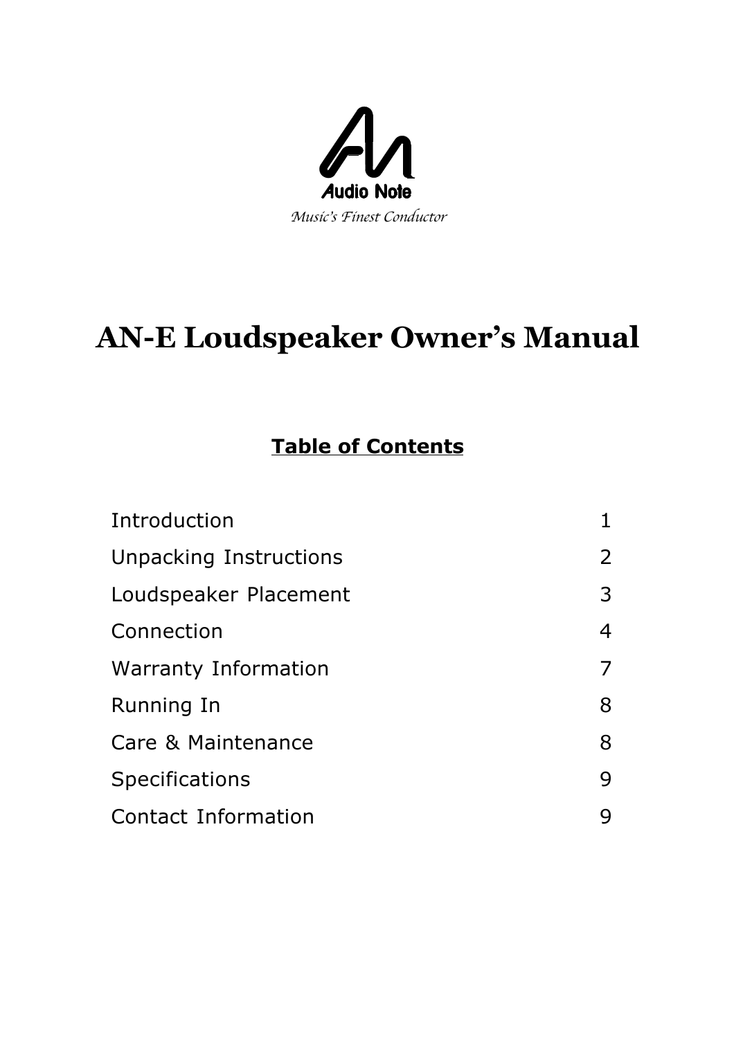Audio Note

*Music's Finest Conductor*

# AN-E Loudspeaker Owner's Manual

## Table of Contents

| | |
|---|---|
| Introduction | 1 |
| Unpacking Instructions | 2 |
| Loudspeaker Placement | 3 |
| Connection | 4 |
| Warranty Information | 7 |
| Running In | 8 |
| Care & Maintenance | 8 |
| Specifications | 9 |
| Contact Information | 9 |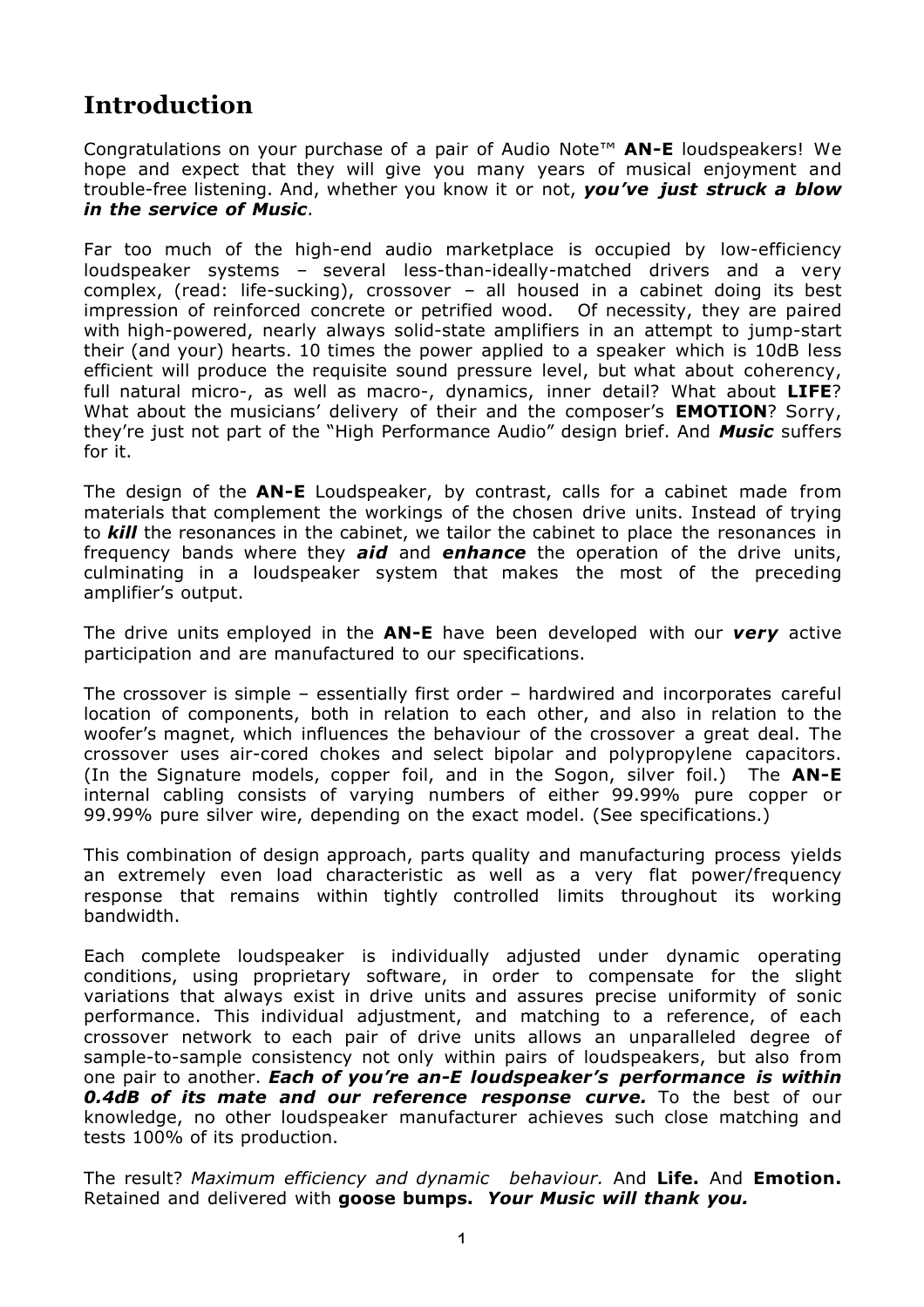## Introduction

Congratulations on your purchase of a pair of Audio Note™ **AN-E** loudspeakers! We hope and expect that they will give you many years of musical enjoyment and trouble-free listening. And, whether you know it or not, ***you've just struck a blow in the service of Music***.

Far too much of the high-end audio marketplace is occupied by low-efficiency loudspeaker systems – several less-than-ideally-matched drivers and a very complex, (read: life-sucking), crossover – all housed in a cabinet doing its best impression of reinforced concrete or petrified wood. Of necessity, they are paired with high-powered, nearly always solid-state amplifiers in an attempt to jump-start their (and your) hearts. 10 times the power applied to a speaker which is 10dB less efficient will produce the requisite sound pressure level, but what about coherency, full natural micro-, as well as macro-, dynamics, inner detail? What about **LIFE**? What about the musicians' delivery of their and the composer's **EMOTION**? Sorry, they're just not part of the "High Performance Audio" design brief. And ***Music*** suffers for it.

The design of the **AN-E** Loudspeaker, by contrast, calls for a cabinet made from materials that complement the workings of the chosen drive units. Instead of trying to ***kill*** the resonances in the cabinet, we tailor the cabinet to place the resonances in frequency bands where they ***aid*** and ***enhance*** the operation of the drive units, culminating in a loudspeaker system that makes the most of the preceding amplifier's output.

The drive units employed in the **AN-E** have been developed with our ***very*** active participation and are manufactured to our specifications.

The crossover is simple – essentially first order – hardwired and incorporates careful location of components, both in relation to each other, and also in relation to the woofer's magnet, which influences the behaviour of the crossover a great deal. The crossover uses air-cored chokes and select bipolar and polypropylene capacitors. (In the Signature models, copper foil, and in the Sogon, silver foil.) The **AN-E** internal cabling consists of varying numbers of either 99.99% pure copper or 99.99% pure silver wire, depending on the exact model. (See specifications.)

This combination of design approach, parts quality and manufacturing process yields an extremely even load characteristic as well as a very flat power/frequency response that remains within tightly controlled limits throughout its working bandwidth.

Each complete loudspeaker is individually adjusted under dynamic operating conditions, using proprietary software, in order to compensate for the slight variations that always exist in drive units and assures precise uniformity of sonic performance. This individual adjustment, and matching to a reference, of each crossover network to each pair of drive units allows an unparalleled degree of sample-to-sample consistency not only within pairs of loudspeakers, but also from one pair to another. ***Each of you're an-E loudspeaker's performance is within 0.4dB of its mate and our reference response curve.*** To the best of our knowledge, no other loudspeaker manufacturer achieves such close matching and tests 100% of its production.

The result? *Maximum efficiency and dynamic behaviour.* And **Life.** And **Emotion.** Retained and delivered with **goose bumps.** ***Your Music will thank you.***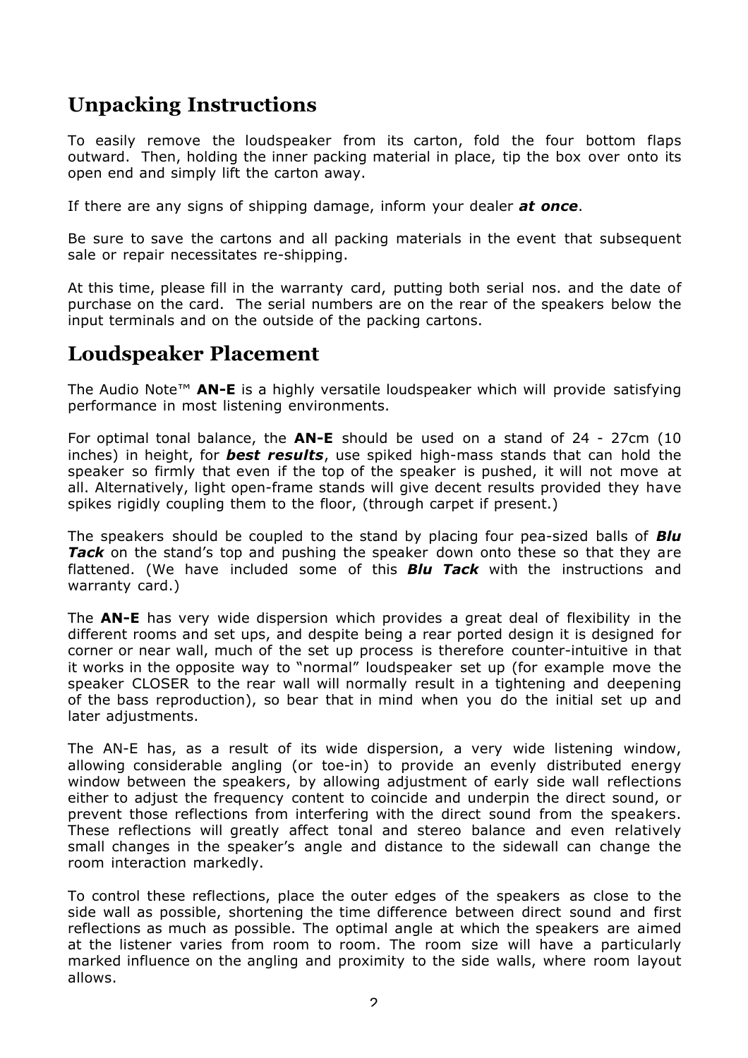## Unpacking Instructions

To easily remove the loudspeaker from its carton, fold the four bottom flaps outward. Then, holding the inner packing material in place, tip the box over onto its open end and simply lift the carton away.

If there are any signs of shipping damage, inform your dealer ***at once***.

Be sure to save the cartons and all packing materials in the event that subsequent sale or repair necessitates re-shipping.

At this time, please fill in the warranty card, putting both serial nos. and the date of purchase on the card. The serial numbers are on the rear of the speakers below the input terminals and on the outside of the packing cartons.

## Loudspeaker Placement

The Audio Note™ **AN-E** is a highly versatile loudspeaker which will provide satisfying performance in most listening environments.

For optimal tonal balance, the **AN-E** should be used on a stand of 24 - 27cm (10 inches) in height, for ***best results***, use spiked high-mass stands that can hold the speaker so firmly that even if the top of the speaker is pushed, it will not move at all. Alternatively, light open-frame stands will give decent results provided they have spikes rigidly coupling them to the floor, (through carpet if present.)

The speakers should be coupled to the stand by placing four pea-sized balls of ***Blu Tack*** on the stand's top and pushing the speaker down onto these so that they are flattened. (We have included some of this ***Blu Tack*** with the instructions and warranty card.)

The **AN-E** has very wide dispersion which provides a great deal of flexibility in the different rooms and set ups, and despite being a rear ported design it is designed for corner or near wall, much of the set up process is therefore counter-intuitive in that it works in the opposite way to "normal" loudspeaker set up (for example move the speaker CLOSER to the rear wall will normally result in a tightening and deepening of the bass reproduction), so bear that in mind when you do the initial set up and later adjustments.

The AN-E has, as a result of its wide dispersion, a very wide listening window, allowing considerable angling (or toe-in) to provide an evenly distributed energy window between the speakers, by allowing adjustment of early side wall reflections either to adjust the frequency content to coincide and underpin the direct sound, or prevent those reflections from interfering with the direct sound from the speakers. These reflections will greatly affect tonal and stereo balance and even relatively small changes in the speaker's angle and distance to the sidewall can change the room interaction markedly.

To control these reflections, place the outer edges of the speakers as close to the side wall as possible, shortening the time difference between direct sound and first reflections as much as possible. The optimal angle at which the speakers are aimed at the listener varies from room to room. The room size will have a particularly marked influence on the angling and proximity to the side walls, where room layout allows.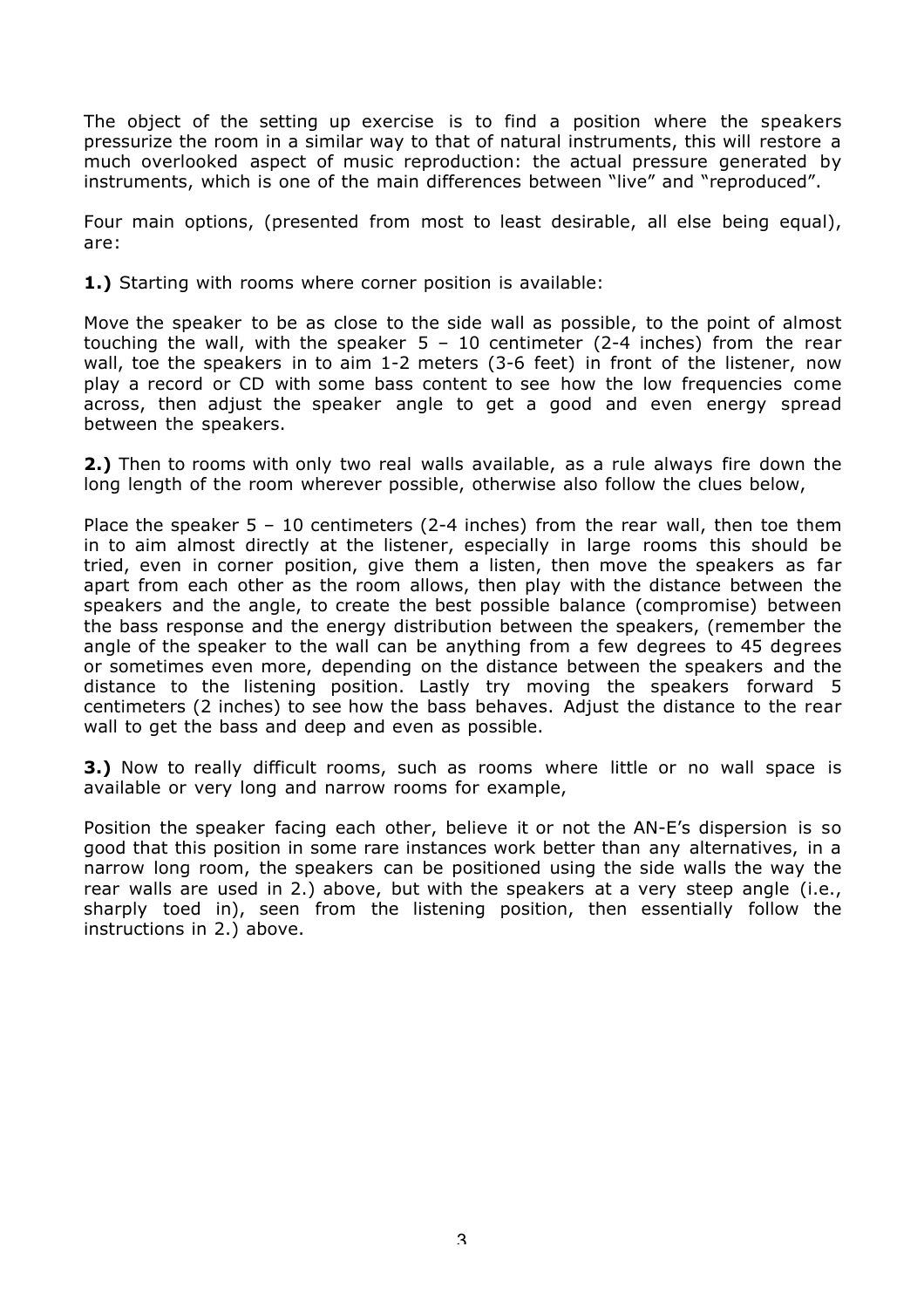The object of the setting up exercise is to find a position where the speakers pressurize the room in a similar way to that of natural instruments, this will restore a much overlooked aspect of music reproduction: the actual pressure generated by instruments, which is one of the main differences between "live" and "reproduced".

Four main options, (presented from most to least desirable, all else being equal), are:

**1.)** Starting with rooms where corner position is available:

Move the speaker to be as close to the side wall as possible, to the point of almost touching the wall, with the speaker 5 – 10 centimeter (2-4 inches) from the rear wall, toe the speakers in to aim 1-2 meters (3-6 feet) in front of the listener, now play a record or CD with some bass content to see how the low frequencies come across, then adjust the speaker angle to get a good and even energy spread between the speakers.

**2.)** Then to rooms with only two real walls available, as a rule always fire down the long length of the room wherever possible, otherwise also follow the clues below,

Place the speaker 5 – 10 centimeters (2-4 inches) from the rear wall, then toe them in to aim almost directly at the listener, especially in large rooms this should be tried, even in corner position, give them a listen, then move the speakers as far apart from each other as the room allows, then play with the distance between the speakers and the angle, to create the best possible balance (compromise) between the bass response and the energy distribution between the speakers, (remember the angle of the speaker to the wall can be anything from a few degrees to 45 degrees or sometimes even more, depending on the distance between the speakers and the distance to the listening position. Lastly try moving the speakers forward 5 centimeters (2 inches) to see how the bass behaves. Adjust the distance to the rear wall to get the bass and deep and even as possible.

**3.)** Now to really difficult rooms, such as rooms where little or no wall space is available or very long and narrow rooms for example,

Position the speaker facing each other, believe it or not the AN-E's dispersion is so good that this position in some rare instances work better than any alternatives, in a narrow long room, the speakers can be positioned using the side walls the way the rear walls are used in 2.) above, but with the speakers at a very steep angle (i.e., sharply toed in), seen from the listening position, then essentially follow the instructions in 2.) above.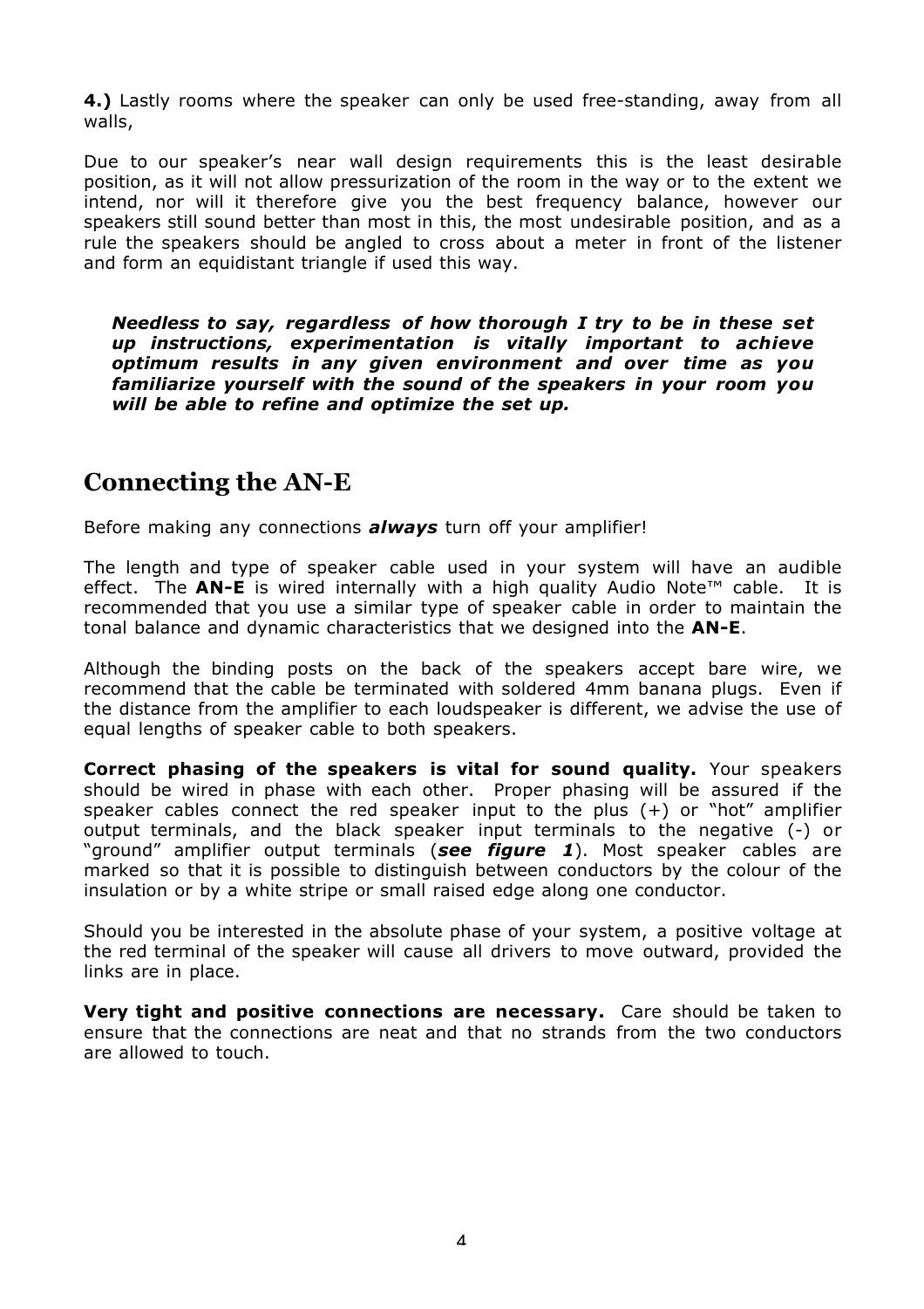**4.)** Lastly rooms where the speaker can only be used free-standing, away from all walls,

Due to our speaker's near wall design requirements this is the least desirable position, as it will not allow pressurization of the room in the way or to the extent we intend, nor will it therefore give you the best frequency balance, however our speakers still sound better than most in this, the most undesirable position, and as a rule the speakers should be angled to cross about a meter in front of the listener and form an equidistant triangle if used this way.

> ***Needless to say, regardless of how thorough I try to be in these set up instructions, experimentation is vitally important to achieve optimum results in any given environment and over time as you familiarize yourself with the sound of the speakers in your room you will be able to refine and optimize the set up.***

## Connecting the AN-E

Before making any connections ***always*** turn off your amplifier!

The length and type of speaker cable used in your system will have an audible effect. The **AN-E** is wired internally with a high quality Audio Note™ cable. It is recommended that you use a similar type of speaker cable in order to maintain the tonal balance and dynamic characteristics that we designed into the **AN-E**.

Although the binding posts on the back of the speakers accept bare wire, we recommend that the cable be terminated with soldered 4mm banana plugs. Even if the distance from the amplifier to each loudspeaker is different, we advise the use of equal lengths of speaker cable to both speakers.

**Correct phasing of the speakers is vital for sound quality.** Your speakers should be wired in phase with each other. Proper phasing will be assured if the speaker cables connect the red speaker input to the plus (+) or "hot" amplifier output terminals, and the black speaker input terminals to the negative (-) or "ground" amplifier output terminals (***see figure 1***). Most speaker cables are marked so that it is possible to distinguish between conductors by the colour of the insulation or by a white stripe or small raised edge along one conductor.

Should you be interested in the absolute phase of your system, a positive voltage at the red terminal of the speaker will cause all drivers to move outward, provided the links are in place.

**Very tight and positive connections are necessary.** Care should be taken to ensure that the connections are neat and that no strands from the two conductors are allowed to touch.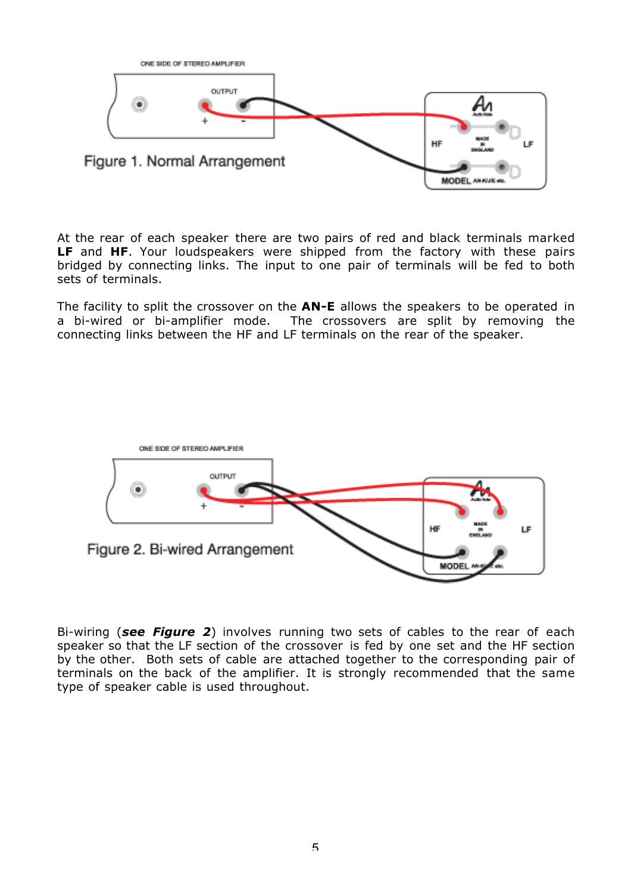Figure 1. Normal Arrangement

At the rear of each speaker there are two pairs of red and black terminals marked **LF** and **HF**. Your loudspeakers were shipped from the factory with these pairs bridged by connecting links. The input to one pair of terminals will be fed to both sets of terminals.

The facility to split the crossover on the **AN-E** allows the speakers to be operated in a bi-wired or bi-amplifier mode. The crossovers are split by removing the connecting links between the HF and LF terminals on the rear of the speaker.

Figure 2. Bi-wired Arrangement

Bi-wiring (***see Figure 2***) involves running two sets of cables to the rear of each speaker so that the LF section of the crossover is fed by one set and the HF section by the other. Both sets of cable are attached together to the corresponding pair of terminals on the back of the amplifier. It is strongly recommended that the same type of speaker cable is used throughout.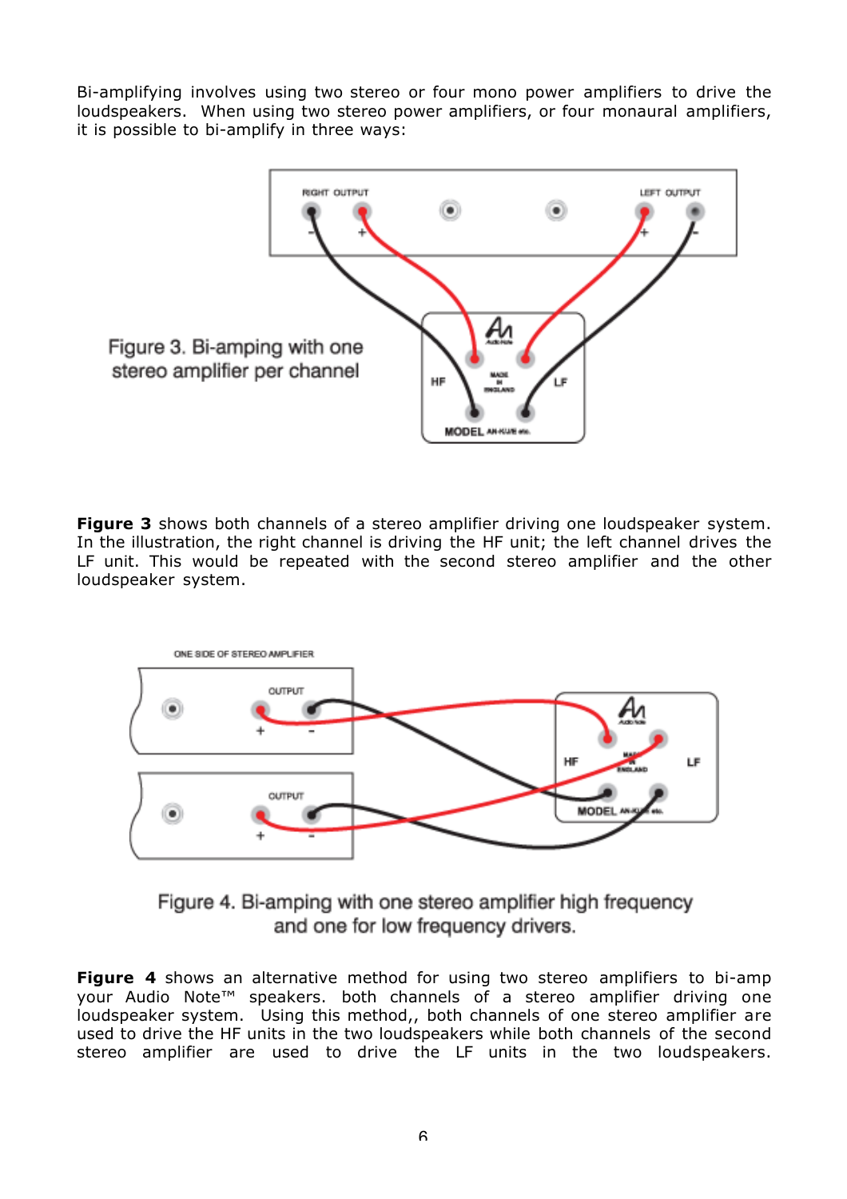Bi-amplifying involves using two stereo or four mono power amplifiers to drive the loudspeakers. When using two stereo power amplifiers, or four monaural amplifiers, it is possible to bi-amplify in three ways:

Figure 3. Bi-amping with one stereo amplifier per channel

**Figure 3** shows both channels of a stereo amplifier driving one loudspeaker system. In the illustration, the right channel is driving the HF unit; the left channel drives the LF unit. This would be repeated with the second stereo amplifier and the other loudspeaker system.

Figure 4. Bi-amping with one stereo amplifier high frequency and one for low frequency drivers.

**Figure 4** shows an alternative method for using two stereo amplifiers to bi-amp your Audio Note™ speakers. both channels of a stereo amplifier driving one loudspeaker system. Using this method,, both channels of one stereo amplifier are used to drive the HF units in the two loudspeakers while both channels of the second stereo amplifier are used to drive the LF units in the two loudspeakers.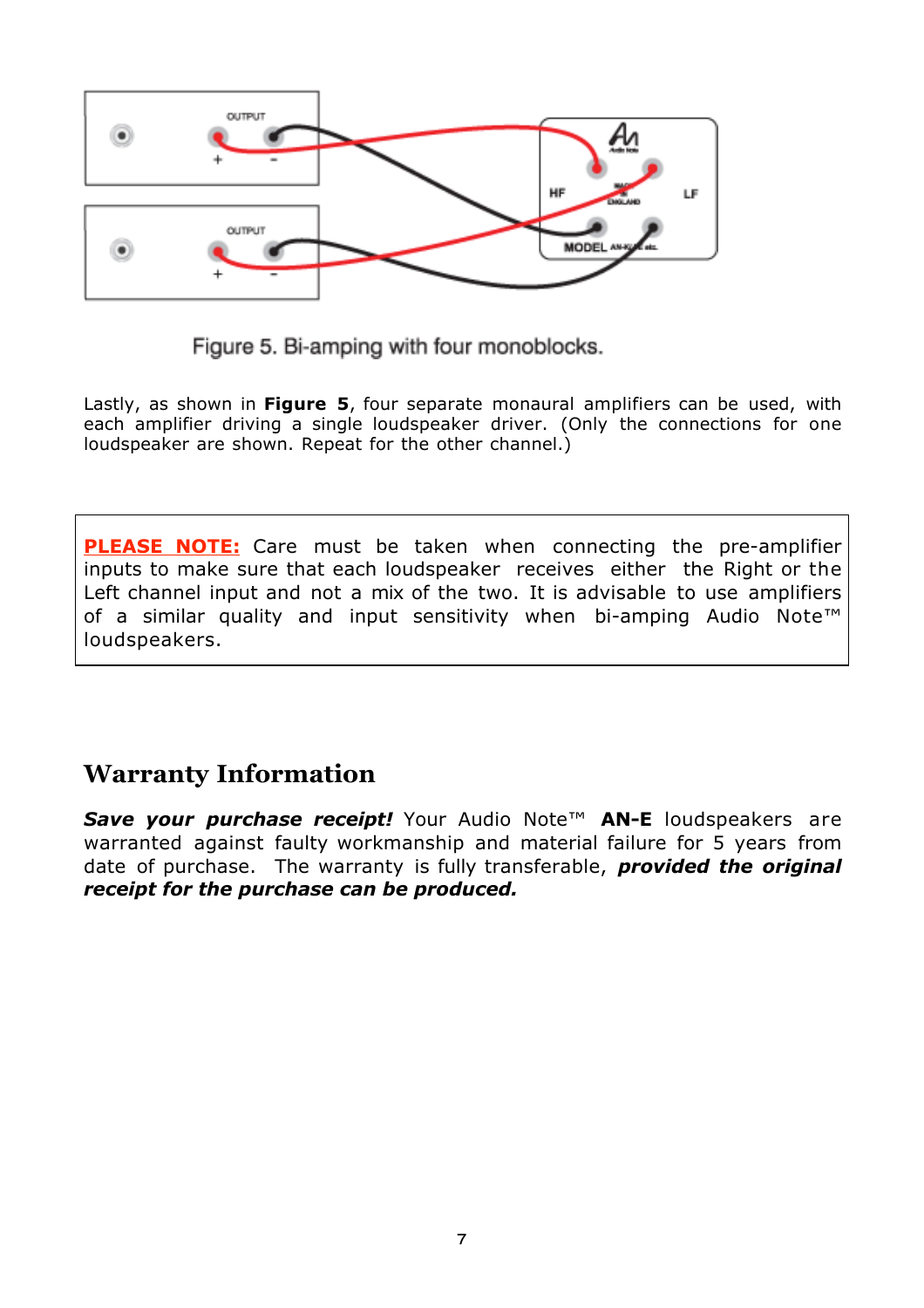Figure 5. Bi-amping with four monoblocks.

Lastly, as shown in **Figure 5**, four separate monaural amplifiers can be used, with each amplifier driving a single loudspeaker driver. (Only the connections for one loudspeaker are shown. Repeat for the other channel.)

**PLEASE NOTE:** Care must be taken when connecting the pre-amplifier inputs to make sure that each loudspeaker receives either the Right or the Left channel input and not a mix of the two. It is advisable to use amplifiers of a similar quality and input sensitivity when bi-amping Audio Note™ loudspeakers.

## Warranty Information

***Save your purchase receipt!*** Your Audio Note™ **AN-E** loudspeakers are warranted against faulty workmanship and material failure for 5 years from date of purchase. The warranty is fully transferable, ***provided the original receipt for the purchase can be produced.***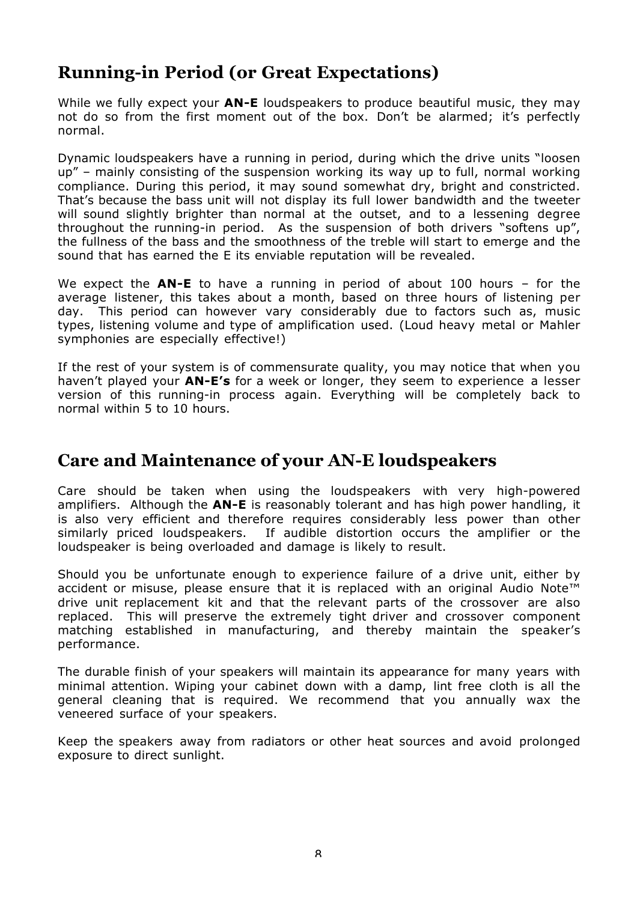## Running-in Period (or Great Expectations)

While we fully expect your **AN-E** loudspeakers to produce beautiful music, they may not do so from the first moment out of the box. Don't be alarmed; it's perfectly normal.

Dynamic loudspeakers have a running in period, during which the drive units "loosen up" – mainly consisting of the suspension working its way up to full, normal working compliance. During this period, it may sound somewhat dry, bright and constricted. That's because the bass unit will not display its full lower bandwidth and the tweeter will sound slightly brighter than normal at the outset, and to a lessening degree throughout the running-in period. As the suspension of both drivers "softens up", the fullness of the bass and the smoothness of the treble will start to emerge and the sound that has earned the E its enviable reputation will be revealed.

We expect the **AN-E** to have a running in period of about 100 hours – for the average listener, this takes about a month, based on three hours of listening per day. This period can however vary considerably due to factors such as, music types, listening volume and type of amplification used. (Loud heavy metal or Mahler symphonies are especially effective!)

If the rest of your system is of commensurate quality, you may notice that when you haven't played your **AN-E's** for a week or longer, they seem to experience a lesser version of this running-in process again. Everything will be completely back to normal within 5 to 10 hours.

## Care and Maintenance of your AN-E loudspeakers

Care should be taken when using the loudspeakers with very high-powered amplifiers. Although the **AN-E** is reasonably tolerant and has high power handling, it is also very efficient and therefore requires considerably less power than other similarly priced loudspeakers. If audible distortion occurs the amplifier or the loudspeaker is being overloaded and damage is likely to result.

Should you be unfortunate enough to experience failure of a drive unit, either by accident or misuse, please ensure that it is replaced with an original Audio Note™ drive unit replacement kit and that the relevant parts of the crossover are also replaced. This will preserve the extremely tight driver and crossover component matching established in manufacturing, and thereby maintain the speaker's performance.

The durable finish of your speakers will maintain its appearance for many years with minimal attention. Wiping your cabinet down with a damp, lint free cloth is all the general cleaning that is required. We recommend that you annually wax the veneered surface of your speakers.

Keep the speakers away from radiators or other heat sources and avoid prolonged exposure to direct sunlight.